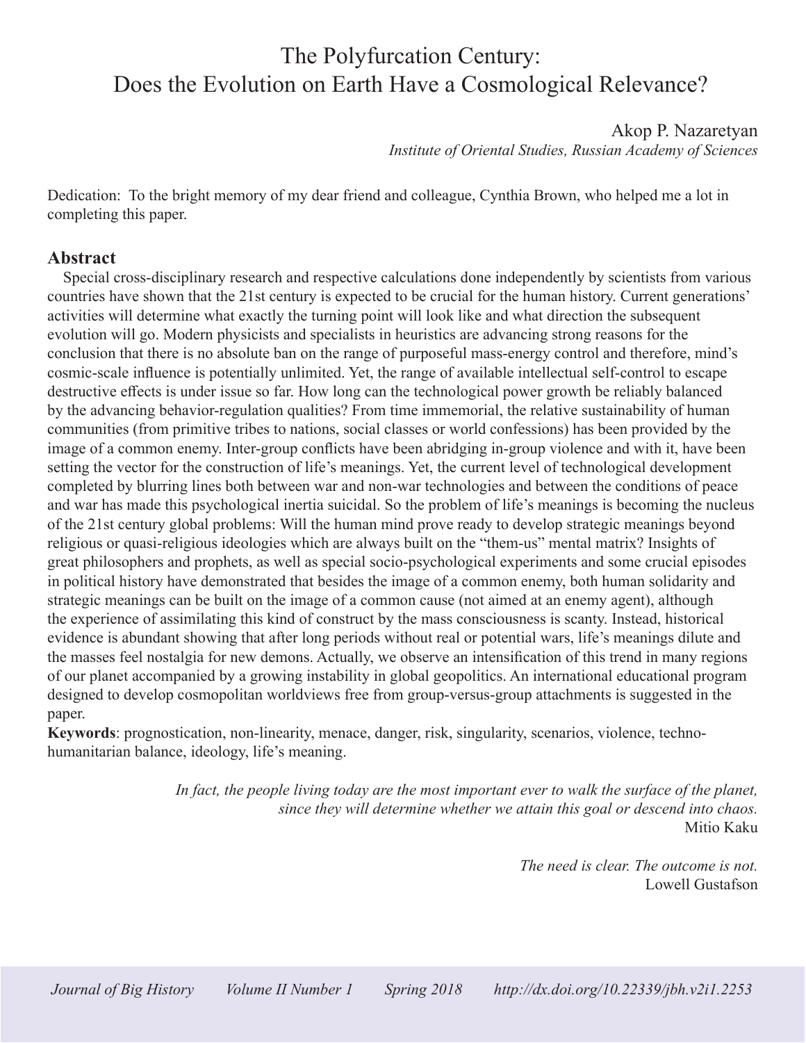# The Polyfurcation Century:
# Does the Evolution on Earth Have a Cosmological Relevance?

Akop P. Nazaretyan
*Institute of Oriental Studies, Russian Academy of Sciences*

Dedication: To the bright memory of my dear friend and colleague, Cynthia Brown, who helped me a lot in completing this paper.

## Abstract

Special cross-disciplinary research and respective calculations done independently by scientists from various countries have shown that the 21st century is expected to be crucial for the human history. Current generations' activities will determine what exactly the turning point will look like and what direction the subsequent evolution will go. Modern physicists and specialists in heuristics are advancing strong reasons for the conclusion that there is no absolute ban on the range of purposeful mass-energy control and therefore, mind's cosmic-scale influence is potentially unlimited. Yet, the range of available intellectual self-control to escape destructive effects is under issue so far. How long can the technological power growth be reliably balanced by the advancing behavior-regulation qualities? From time immemorial, the relative sustainability of human communities (from primitive tribes to nations, social classes or world confessions) has been provided by the image of a common enemy. Inter-group conflicts have been abridging in-group violence and with it, have been setting the vector for the construction of life's meanings. Yet, the current level of technological development completed by blurring lines both between war and non-war technologies and between the conditions of peace and war has made this psychological inertia suicidal. So the problem of life's meanings is becoming the nucleus of the 21st century global problems: Will the human mind prove ready to develop strategic meanings beyond religious or quasi-religious ideologies which are always built on the "them-us" mental matrix? Insights of great philosophers and prophets, as well as special socio-psychological experiments and some crucial episodes in political history have demonstrated that besides the image of a common enemy, both human solidarity and strategic meanings can be built on the image of a common cause (not aimed at an enemy agent), although the experience of assimilating this kind of construct by the mass consciousness is scanty. Instead, historical evidence is abundant showing that after long periods without real or potential wars, life's meanings dilute and the masses feel nostalgia for new demons. Actually, we observe an intensification of this trend in many regions of our planet accompanied by a growing instability in global geopolitics. An international educational program designed to develop cosmopolitan worldviews free from group-versus-group attachments is suggested in the paper.

**Keywords**: prognostication, non-linearity, menace, danger, risk, singularity, scenarios, violence, techno-humanitarian balance, ideology, life's meaning.

> *In fact, the people living today are the most important ever to walk the surface of the planet, since they will determine whether we attain this goal or descend into chaos.*
> Mitio Kaku

> *The need is clear. The outcome is not.*
> Lowell Gustafson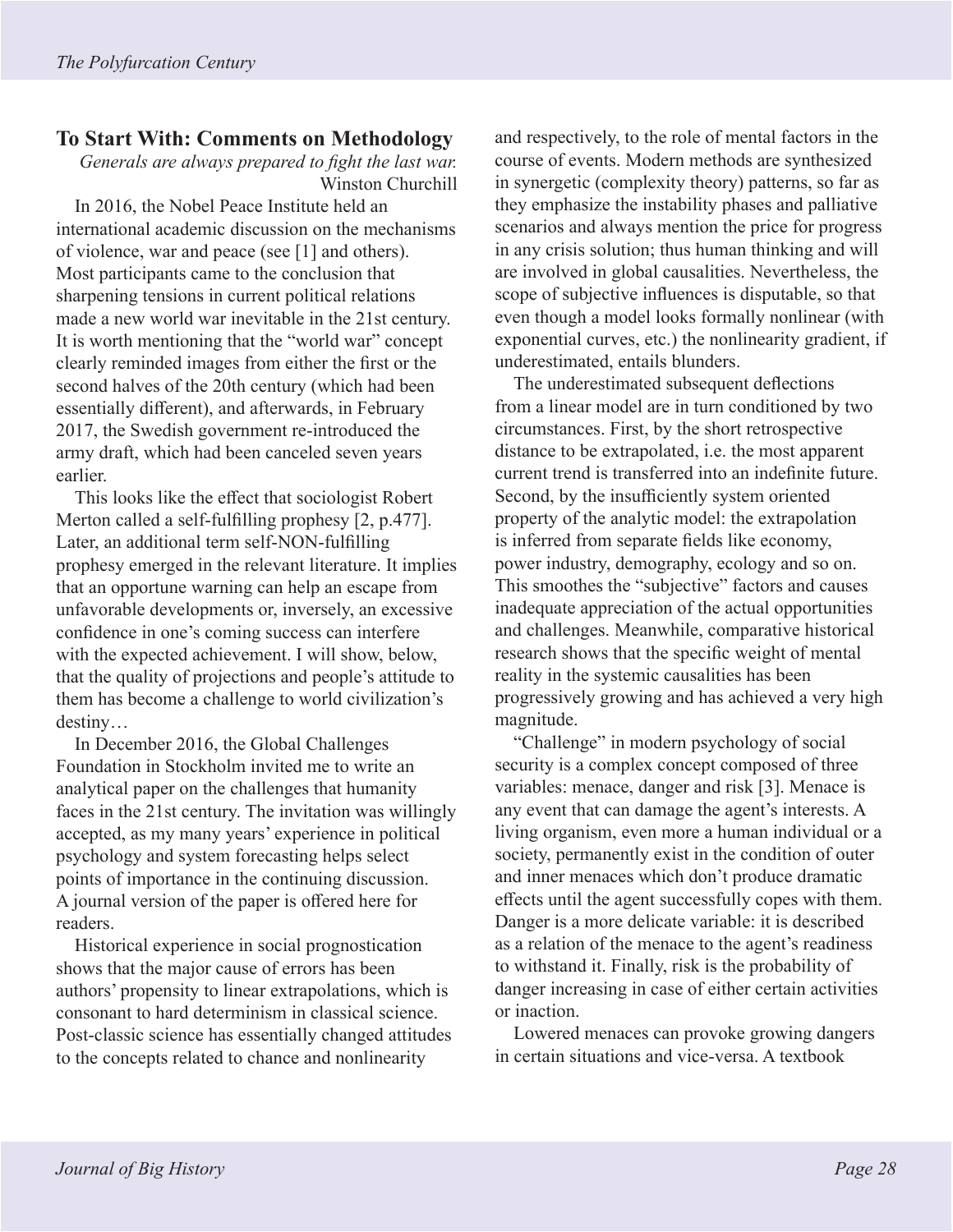## To Start With: Comments on Methodology

*Generals are always prepared to fight the last war.*
Winston Churchill

In 2016, the Nobel Peace Institute held an international academic discussion on the mechanisms of violence, war and peace (see [1] and others). Most participants came to the conclusion that sharpening tensions in current political relations made a new world war inevitable in the 21st century. It is worth mentioning that the "world war" concept clearly reminded images from either the first or the second halves of the 20th century (which had been essentially different), and afterwards, in February 2017, the Swedish government re-introduced the army draft, which had been canceled seven years earlier.

This looks like the effect that sociologist Robert Merton called a self-fulfilling prophesy [2, p.477]. Later, an additional term self-NON-fulfilling prophesy emerged in the relevant literature. It implies that an opportune warning can help an escape from unfavorable developments or, inversely, an excessive confidence in one's coming success can interfere with the expected achievement. I will show, below, that the quality of projections and people's attitude to them has become a challenge to world civilization's destiny…

In December 2016, the Global Challenges Foundation in Stockholm invited me to write an analytical paper on the challenges that humanity faces in the 21st century. The invitation was willingly accepted, as my many years' experience in political psychology and system forecasting helps select points of importance in the continuing discussion. A journal version of the paper is offered here for readers.

Historical experience in social prognostication shows that the major cause of errors has been authors' propensity to linear extrapolations, which is consonant to hard determinism in classical science. Post-classic science has essentially changed attitudes to the concepts related to chance and nonlinearity and respectively, to the role of mental factors in the course of events. Modern methods are synthesized in synergetic (complexity theory) patterns, so far as they emphasize the instability phases and palliative scenarios and always mention the price for progress in any crisis solution; thus human thinking and will are involved in global causalities. Nevertheless, the scope of subjective influences is disputable, so that even though a model looks formally nonlinear (with exponential curves, etc.) the nonlinearity gradient, if underestimated, entails blunders.

The underestimated subsequent deflections from a linear model are in turn conditioned by two circumstances. First, by the short retrospective distance to be extrapolated, i.e. the most apparent current trend is transferred into an indefinite future. Second, by the insufficiently system oriented property of the analytic model: the extrapolation is inferred from separate fields like economy, power industry, demography, ecology and so on. This smoothes the "subjective" factors and causes inadequate appreciation of the actual opportunities and challenges. Meanwhile, comparative historical research shows that the specific weight of mental reality in the systemic causalities has been progressively growing and has achieved a very high magnitude.

"Challenge" in modern psychology of social security is a complex concept composed of three variables: menace, danger and risk [3]. Menace is any event that can damage the agent's interests. A living organism, even more a human individual or a society, permanently exist in the condition of outer and inner menaces which don't produce dramatic effects until the agent successfully copes with them. Danger is a more delicate variable: it is described as a relation of the menace to the agent's readiness to withstand it. Finally, risk is the probability of danger increasing in case of either certain activities or inaction.

Lowered menaces can provoke growing dangers in certain situations and vice-versa. A textbook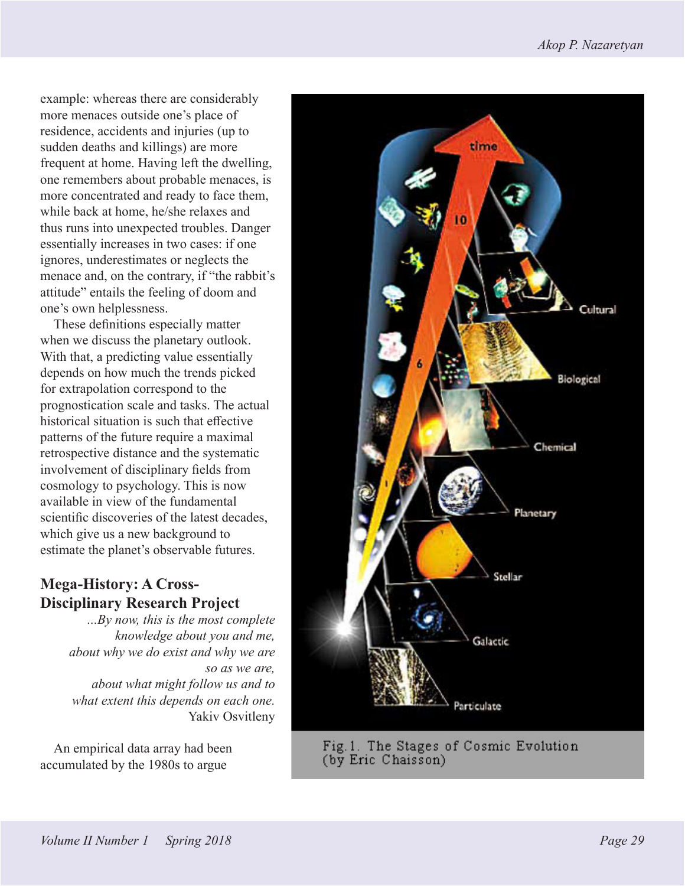example: whereas there are considerably more menaces outside one's place of residence, accidents and injuries (up to sudden deaths and killings) are more frequent at home. Having left the dwelling, one remembers about probable menaces, is more concentrated and ready to face them, while back at home, he/she relaxes and thus runs into unexpected troubles. Danger essentially increases in two cases: if one ignores, underestimates or neglects the menace and, on the contrary, if "the rabbit's attitude" entails the feeling of doom and one's own helplessness.

These definitions especially matter when we discuss the planetary outlook. With that, a predicting value essentially depends on how much the trends picked for extrapolation correspond to the prognostication scale and tasks. The actual historical situation is such that effective patterns of the future require a maximal retrospective distance and the systematic involvement of disciplinary fields from cosmology to psychology. This is now available in view of the fundamental scientific discoveries of the latest decades, which give us a new background to estimate the planet's observable futures.

## Mega-History: A Cross-Disciplinary Research Project

> *...By now, this is the most complete knowledge about you and me, about why we do exist and why we are so as we are, about what might follow us and to what extent this depends on each one.*
>
> Yakiv Osvitleny

An empirical data array had been accumulated by the 1980s to argue

Fig. 1. The Stages of Cosmic Evolution (by Eric Chaisson)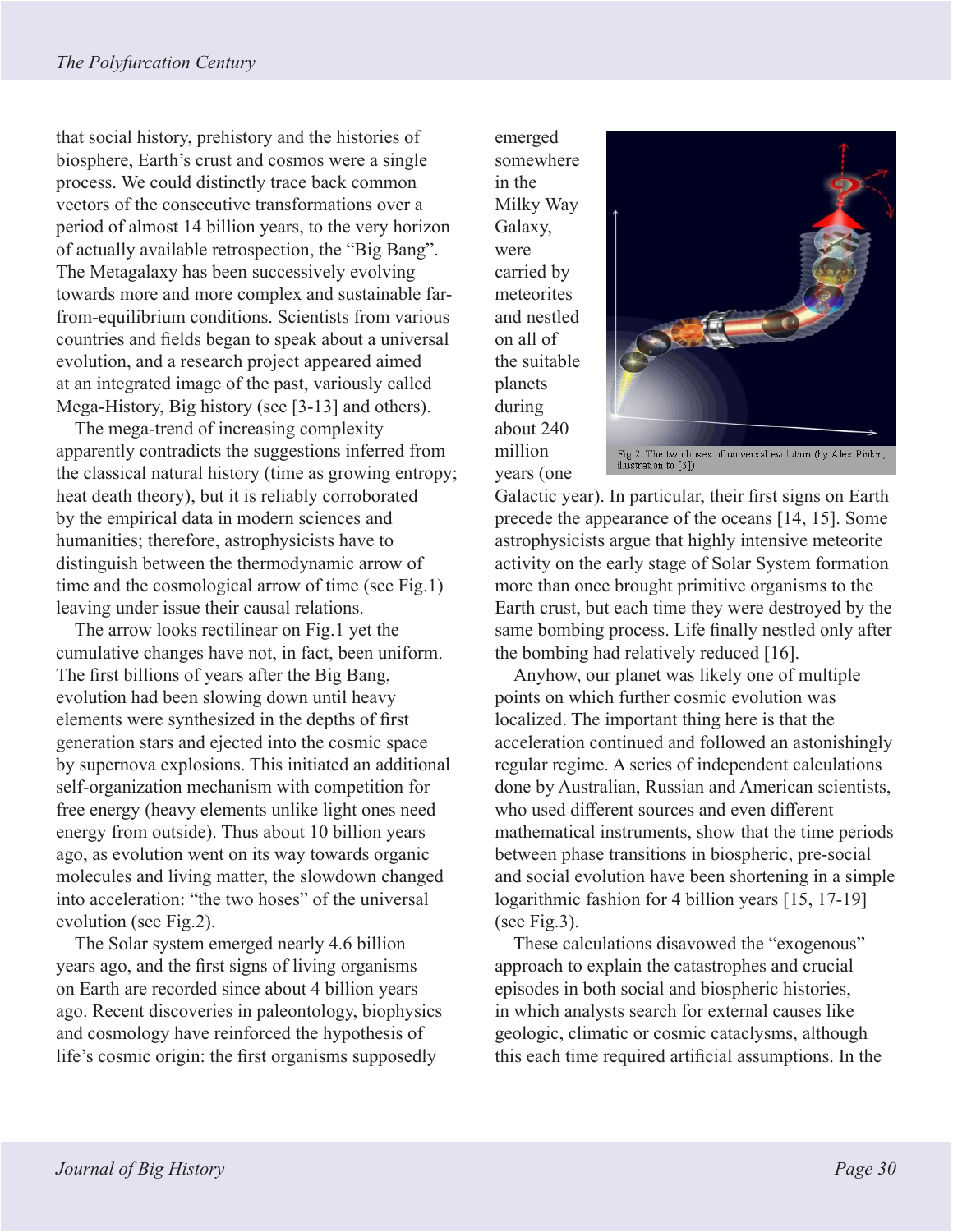that social history, prehistory and the histories of biosphere, Earth's crust and cosmos were a single process. We could distinctly trace back common vectors of the consecutive transformations over a period of almost 14 billion years, to the very horizon of actually available retrospection, the "Big Bang". The Metagalaxy has been successively evolving towards more and more complex and sustainable far-from-equilibrium conditions. Scientists from various countries and fields began to speak about a universal evolution, and a research project appeared aimed at an integrated image of the past, variously called Mega-History, Big history (see [3-13] and others).

The mega-trend of increasing complexity apparently contradicts the suggestions inferred from the classical natural history (time as growing entropy; heat death theory), but it is reliably corroborated by the empirical data in modern sciences and humanities; therefore, astrophysicists have to distinguish between the thermodynamic arrow of time and the cosmological arrow of time (see Fig.1) leaving under issue their causal relations.

The arrow looks rectilinear on Fig.1 yet the cumulative changes have not, in fact, been uniform. The first billions of years after the Big Bang, evolution had been slowing down until heavy elements were synthesized in the depths of first generation stars and ejected into the cosmic space by supernova explosions. This initiated an additional self-organization mechanism with competition for free energy (heavy elements unlike light ones need energy from outside). Thus about 10 billion years ago, as evolution went on its way towards organic molecules and living matter, the slowdown changed into acceleration: "the two hoses" of the universal evolution (see Fig.2).

The Solar system emerged nearly 4.6 billion years ago, and the first signs of living organisms on Earth are recorded since about 4 billion years ago. Recent discoveries in paleontology, biophysics and cosmology have reinforced the hypothesis of life's cosmic origin: the first organisms supposedly emerged somewhere in the Milky Way Galaxy, were carried by meteorites and nestled on all of the suitable planets during about 240 million years (one Galactic year). In particular, their first signs on Earth precede the appearance of the oceans [14, 15]. Some astrophysicists argue that highly intensive meteorite activity on the early stage of Solar System formation more than once brought primitive organisms to the Earth crust, but each time they were destroyed by the same bombing process. Life finally nestled only after the bombing had relatively reduced [16].

Fig. 2. The two hoses of universal evolution (by Alex Pinkin, illustration to [3])

Anyhow, our planet was likely one of multiple points on which further cosmic evolution was localized. The important thing here is that the acceleration continued and followed an astonishingly regular regime. A series of independent calculations done by Australian, Russian and American scientists, who used different sources and even different mathematical instruments, show that the time periods between phase transitions in biospheric, pre-social and social evolution have been shortening in a simple logarithmic fashion for 4 billion years [15, 17-19] (see Fig.3).

These calculations disavowed the "exogenous" approach to explain the catastrophes and crucial episodes in both social and biospheric histories, in which analysts search for external causes like geologic, climatic or cosmic cataclysms, although this each time required artificial assumptions. In the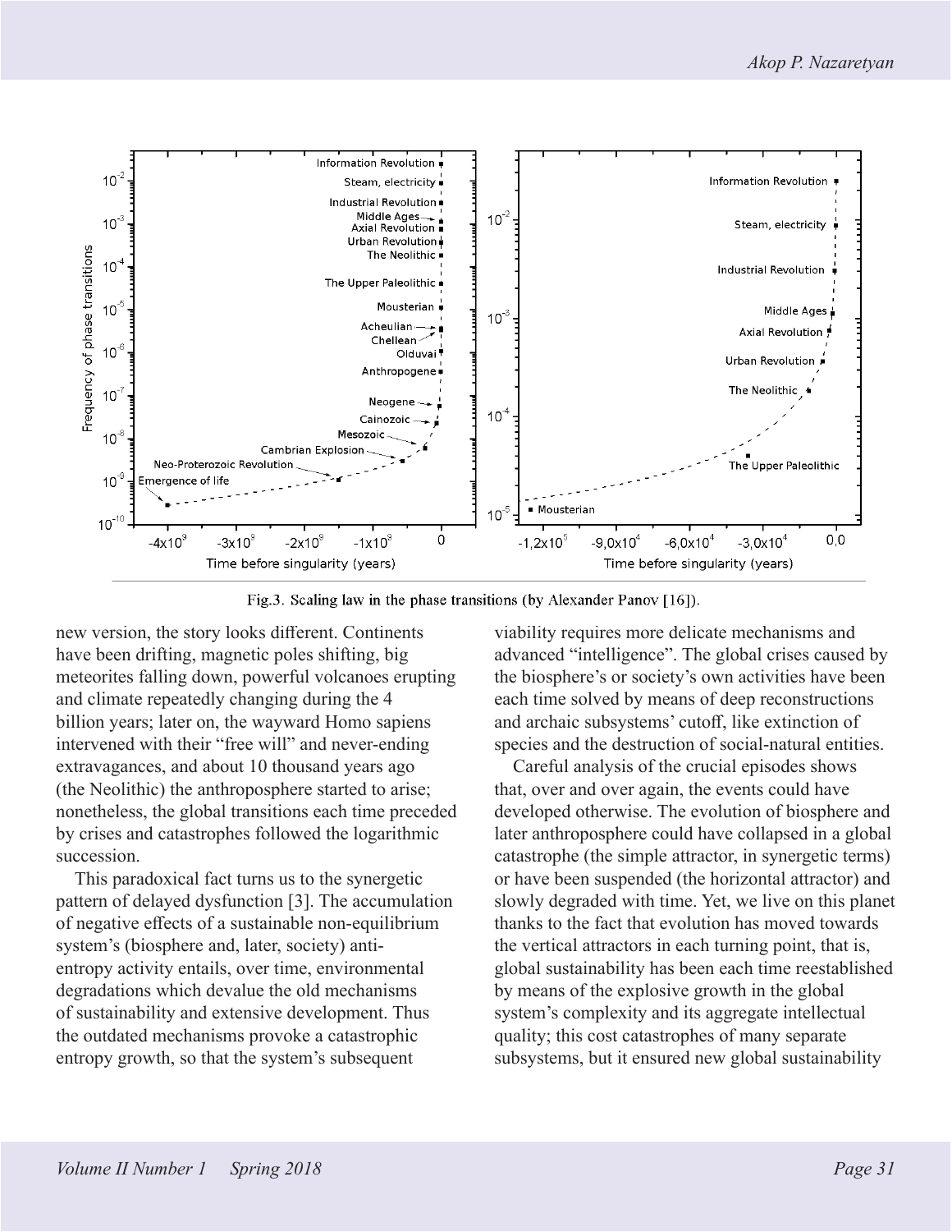Fig.3. Scaling law in the phase transitions (by Alexander Panov [16]).

new version, the story looks different. Continents have been drifting, magnetic poles shifting, big meteorites falling down, powerful volcanoes erupting and climate repeatedly changing during the 4 billion years; later on, the wayward Homo sapiens intervened with their "free will" and never-ending extravagances, and about 10 thousand years ago (the Neolithic) the anthroposphere started to arise; nonetheless, the global transitions each time preceded by crises and catastrophes followed the logarithmic succession.

This paradoxical fact turns us to the synergetic pattern of delayed dysfunction [3]. The accumulation of negative effects of a sustainable non-equilibrium system's (biosphere and, later, society) anti-entropy activity entails, over time, environmental degradations which devalue the old mechanisms of sustainability and extensive development. Thus the outdated mechanisms provoke a catastrophic entropy growth, so that the system's subsequent viability requires more delicate mechanisms and advanced "intelligence". The global crises caused by the biosphere's or society's own activities have been each time solved by means of deep reconstructions and archaic subsystems' cutoff, like extinction of species and the destruction of social-natural entities.

Careful analysis of the crucial episodes shows that, over and over again, the events could have developed otherwise. The evolution of biosphere and later anthroposphere could have collapsed in a global catastrophe (the simple attractor, in synergetic terms) or have been suspended (the horizontal attractor) and slowly degraded with time. Yet, we live on this planet thanks to the fact that evolution has moved towards the vertical attractors in each turning point, that is, global sustainability has been each time reestablished by means of the explosive growth in the global system's complexity and its aggregate intellectual quality; this cost catastrophes of many separate subsystems, but it ensured new global sustainability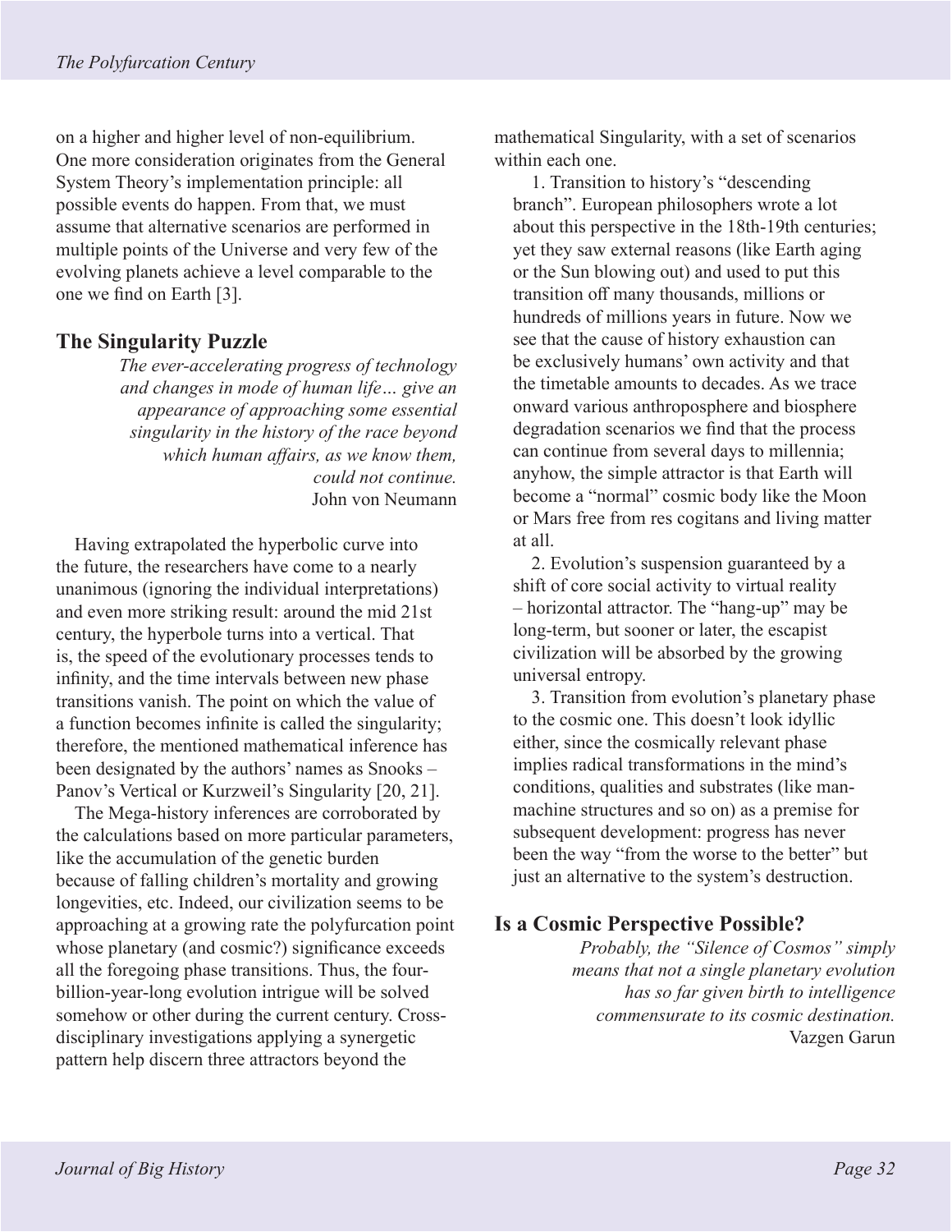on a higher and higher level of non-equilibrium. One more consideration originates from the General System Theory's implementation principle: all possible events do happen. From that, we must assume that alternative scenarios are performed in multiple points of the Universe and very few of the evolving planets achieve a level comparable to the one we find on Earth [3].

## The Singularity Puzzle

> *The ever-accelerating progress of technology and changes in mode of human life… give an appearance of approaching some essential singularity in the history of the race beyond which human affairs, as we know them, could not continue.*
> John von Neumann

Having extrapolated the hyperbolic curve into the future, the researchers have come to a nearly unanimous (ignoring the individual interpretations) and even more striking result: around the mid 21st century, the hyperbole turns into a vertical. That is, the speed of the evolutionary processes tends to infinity, and the time intervals between new phase transitions vanish. The point on which the value of a function becomes infinite is called the singularity; therefore, the mentioned mathematical inference has been designated by the authors' names as Snooks – Panov's Vertical or Kurzweil's Singularity [20, 21].

The Mega-history inferences are corroborated by the calculations based on more particular parameters, like the accumulation of the genetic burden because of falling children's mortality and growing longevities, etc. Indeed, our civilization seems to be approaching at a growing rate the polyfurcation point whose planetary (and cosmic?) significance exceeds all the foregoing phase transitions. Thus, the four-billion-year-long evolution intrigue will be solved somehow or other during the current century. Cross-disciplinary investigations applying a synergetic pattern help discern three attractors beyond the mathematical Singularity, with a set of scenarios within each one.

1. Transition to history's "descending branch". European philosophers wrote a lot about this perspective in the 18th-19th centuries; yet they saw external reasons (like Earth aging or the Sun blowing out) and used to put this transition off many thousands, millions or hundreds of millions years in future. Now we see that the cause of history exhaustion can be exclusively humans' own activity and that the timetable amounts to decades. As we trace onward various anthroposphere and biosphere degradation scenarios we find that the process can continue from several days to millennia; anyhow, the simple attractor is that Earth will become a "normal" cosmic body like the Moon or Mars free from res cogitans and living matter at all.

2. Evolution's suspension guaranteed by a shift of core social activity to virtual reality – horizontal attractor. The "hang-up" may be long-term, but sooner or later, the escapist civilization will be absorbed by the growing universal entropy.

3. Transition from evolution's planetary phase to the cosmic one. This doesn't look idyllic either, since the cosmically relevant phase implies radical transformations in the mind's conditions, qualities and substrates (like man-machine structures and so on) as a premise for subsequent development: progress has never been the way "from the worse to the better" but just an alternative to the system's destruction.

## Is a Cosmic Perspective Possible?

> *Probably, the "Silence of Cosmos" simply means that not a single planetary evolution has so far given birth to intelligence commensurate to its cosmic destination.*
> Vazgen Garun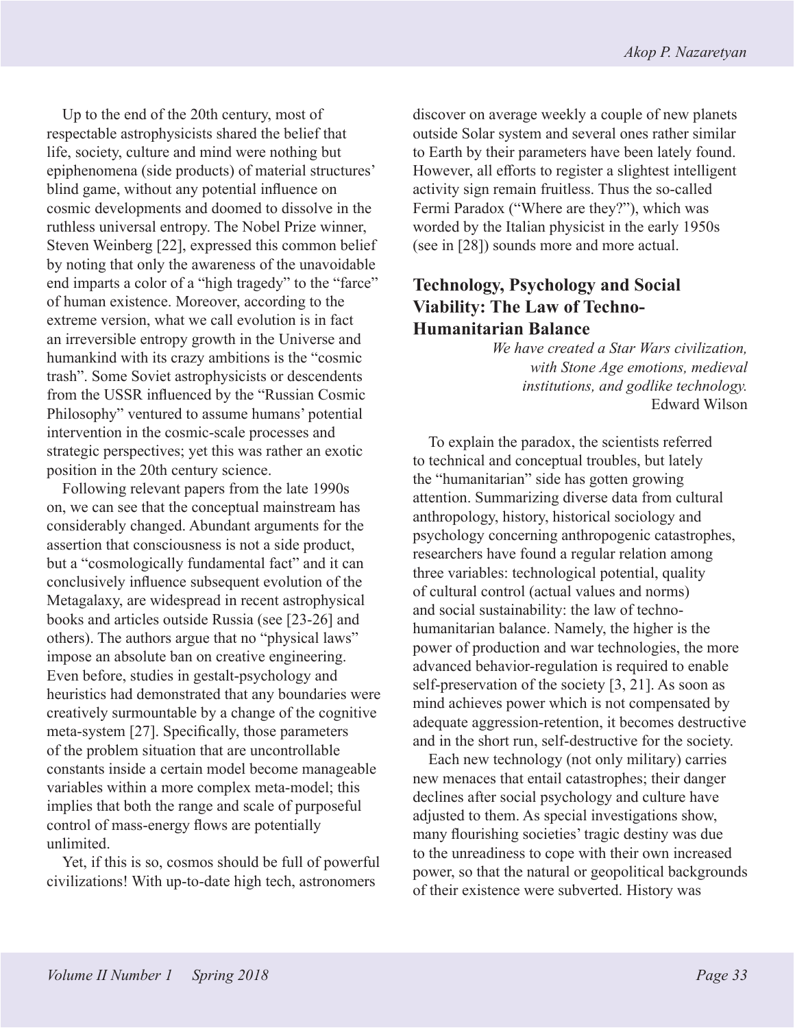Up to the end of the 20th century, most of respectable astrophysicists shared the belief that life, society, culture and mind were nothing but epiphenomena (side products) of material structures' blind game, without any potential influence on cosmic developments and doomed to dissolve in the ruthless universal entropy. The Nobel Prize winner, Steven Weinberg [22], expressed this common belief by noting that only the awareness of the unavoidable end imparts a color of a "high tragedy" to the "farce" of human existence. Moreover, according to the extreme version, what we call evolution is in fact an irreversible entropy growth in the Universe and humankind with its crazy ambitions is the "cosmic trash". Some Soviet astrophysicists or descendents from the USSR influenced by the "Russian Cosmic Philosophy" ventured to assume humans' potential intervention in the cosmic-scale processes and strategic perspectives; yet this was rather an exotic position in the 20th century science.

Following relevant papers from the late 1990s on, we can see that the conceptual mainstream has considerably changed. Abundant arguments for the assertion that consciousness is not a side product, but a "cosmologically fundamental fact" and it can conclusively influence subsequent evolution of the Metagalaxy, are widespread in recent astrophysical books and articles outside Russia (see [23-26] and others). The authors argue that no "physical laws" impose an absolute ban on creative engineering. Even before, studies in gestalt-psychology and heuristics had demonstrated that any boundaries were creatively surmountable by a change of the cognitive meta-system [27]. Specifically, those parameters of the problem situation that are uncontrollable constants inside a certain model become manageable variables within a more complex meta-model; this implies that both the range and scale of purposeful control of mass-energy flows are potentially unlimited.

Yet, if this is so, cosmos should be full of powerful civilizations! With up-to-date high tech, astronomers discover on average weekly a couple of new planets outside Solar system and several ones rather similar to Earth by their parameters have been lately found. However, all efforts to register a slightest intelligent activity sign remain fruitless. Thus the so-called Fermi Paradox ("Where are they?"), which was worded by the Italian physicist in the early 1950s (see in [28]) sounds more and more actual.

## Technology, Psychology and Social Viability: The Law of Techno-Humanitarian Balance

*We have created a Star Wars civilization, with Stone Age emotions, medieval institutions, and godlike technology.*
Edward Wilson

To explain the paradox, the scientists referred to technical and conceptual troubles, but lately the "humanitarian" side has gotten growing attention. Summarizing diverse data from cultural anthropology, history, historical sociology and psychology concerning anthropogenic catastrophes, researchers have found a regular relation among three variables: technological potential, quality of cultural control (actual values and norms) and social sustainability: the law of techno-humanitarian balance. Namely, the higher is the power of production and war technologies, the more advanced behavior-regulation is required to enable self-preservation of the society [3, 21]. As soon as mind achieves power which is not compensated by adequate aggression-retention, it becomes destructive and in the short run, self-destructive for the society.

Each new technology (not only military) carries new menaces that entail catastrophes; their danger declines after social psychology and culture have adjusted to them. As special investigations show, many flourishing societies' tragic destiny was due to the unreadiness to cope with their own increased power, so that the natural or geopolitical backgrounds of their existence were subverted. History was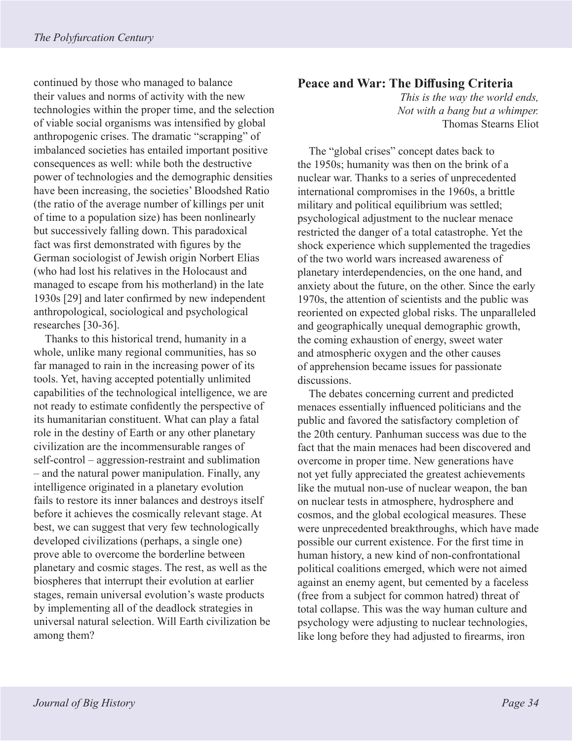continued by those who managed to balance their values and norms of activity with the new technologies within the proper time, and the selection of viable social organisms was intensified by global anthropogenic crises. The dramatic "scrapping" of imbalanced societies has entailed important positive consequences as well: while both the destructive power of technologies and the demographic densities have been increasing, the societies' Bloodshed Ratio (the ratio of the average number of killings per unit of time to a population size) has been nonlinearly but successively falling down. This paradoxical fact was first demonstrated with figures by the German sociologist of Jewish origin Norbert Elias (who had lost his relatives in the Holocaust and managed to escape from his motherland) in the late 1930s [29] and later confirmed by new independent anthropological, sociological and psychological researches [30-36].

Thanks to this historical trend, humanity in a whole, unlike many regional communities, has so far managed to rain in the increasing power of its tools. Yet, having accepted potentially unlimited capabilities of the technological intelligence, we are not ready to estimate confidently the perspective of its humanitarian constituent. What can play a fatal role in the destiny of Earth or any other planetary civilization are the incommensurable ranges of self-control – aggression-restraint and sublimation – and the natural power manipulation. Finally, any intelligence originated in a planetary evolution fails to restore its inner balances and destroys itself before it achieves the cosmically relevant stage. At best, we can suggest that very few technologically developed civilizations (perhaps, a single one) prove able to overcome the borderline between planetary and cosmic stages. The rest, as well as the biospheres that interrupt their evolution at earlier stages, remain universal evolution's waste products by implementing all of the deadlock strategies in universal natural selection. Will Earth civilization be among them?

## Peace and War: The Diffusing Criteria

*This is the way the world ends,*
*Not with a bang but a whimper.*
Thomas Stearns Eliot

The "global crises" concept dates back to the 1950s; humanity was then on the brink of a nuclear war. Thanks to a series of unprecedented international compromises in the 1960s, a brittle military and political equilibrium was settled; psychological adjustment to the nuclear menace restricted the danger of a total catastrophe. Yet the shock experience which supplemented the tragedies of the two world wars increased awareness of planetary interdependencies, on the one hand, and anxiety about the future, on the other. Since the early 1970s, the attention of scientists and the public was reoriented on expected global risks. The unparalleled and geographically unequal demographic growth, the coming exhaustion of energy, sweet water and atmospheric oxygen and the other causes of apprehension became issues for passionate discussions.

The debates concerning current and predicted menaces essentially influenced politicians and the public and favored the satisfactory completion of the 20th century. Panhuman success was due to the fact that the main menaces had been discovered and overcome in proper time. New generations have not yet fully appreciated the greatest achievements like the mutual non-use of nuclear weapon, the ban on nuclear tests in atmosphere, hydrosphere and cosmos, and the global ecological measures. These were unprecedented breakthroughs, which have made possible our current existence. For the first time in human history, a new kind of non-confrontational political coalitions emerged, which were not aimed against an enemy agent, but cemented by a faceless (free from a subject for common hatred) threat of total collapse. This was the way human culture and psychology were adjusting to nuclear technologies, like long before they had adjusted to firearms, iron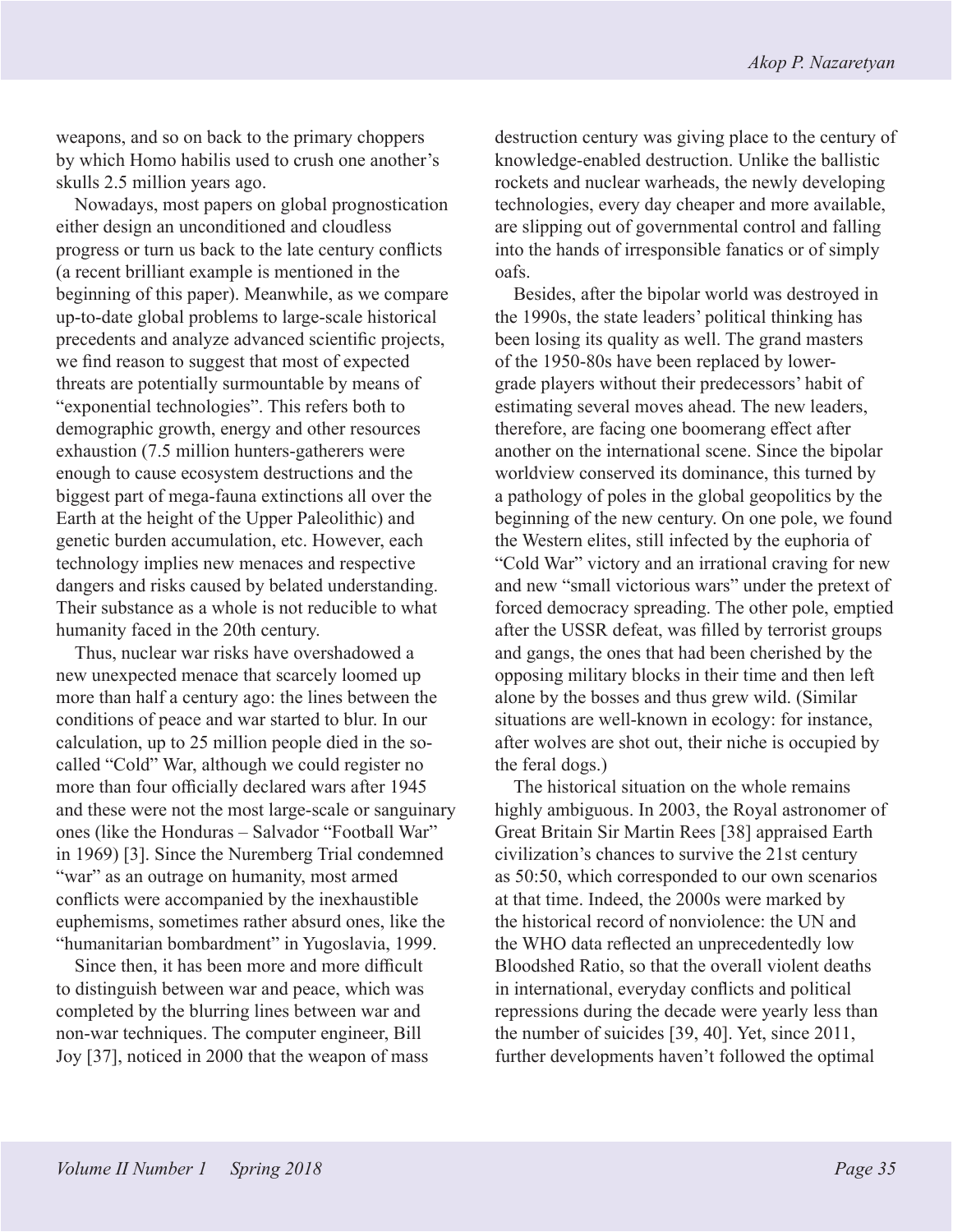weapons, and so on back to the primary choppers by which Homo habilis used to crush one another's skulls 2.5 million years ago.

Nowadays, most papers on global prognostication either design an unconditioned and cloudless progress or turn us back to the late century conflicts (a recent brilliant example is mentioned in the beginning of this paper). Meanwhile, as we compare up-to-date global problems to large-scale historical precedents and analyze advanced scientific projects, we find reason to suggest that most of expected threats are potentially surmountable by means of "exponential technologies". This refers both to demographic growth, energy and other resources exhaustion (7.5 million hunters-gatherers were enough to cause ecosystem destructions and the biggest part of mega-fauna extinctions all over the Earth at the height of the Upper Paleolithic) and genetic burden accumulation, etc. However, each technology implies new menaces and respective dangers and risks caused by belated understanding. Their substance as a whole is not reducible to what humanity faced in the 20th century.

Thus, nuclear war risks have overshadowed a new unexpected menace that scarcely loomed up more than half a century ago: the lines between the conditions of peace and war started to blur. In our calculation, up to 25 million people died in the so-called "Cold" War, although we could register no more than four officially declared wars after 1945 and these were not the most large-scale or sanguinary ones (like the Honduras – Salvador "Football War" in 1969) [3]. Since the Nuremberg Trial condemned "war" as an outrage on humanity, most armed conflicts were accompanied by the inexhaustible euphemisms, sometimes rather absurd ones, like the "humanitarian bombardment" in Yugoslavia, 1999.

Since then, it has been more and more difficult to distinguish between war and peace, which was completed by the blurring lines between war and non-war techniques. The computer engineer, Bill Joy [37], noticed in 2000 that the weapon of mass destruction century was giving place to the century of knowledge-enabled destruction. Unlike the ballistic rockets and nuclear warheads, the newly developing technologies, every day cheaper and more available, are slipping out of governmental control and falling into the hands of irresponsible fanatics or of simply oafs.

Besides, after the bipolar world was destroyed in the 1990s, the state leaders' political thinking has been losing its quality as well. The grand masters of the 1950-80s have been replaced by lower-grade players without their predecessors' habit of estimating several moves ahead. The new leaders, therefore, are facing one boomerang effect after another on the international scene. Since the bipolar worldview conserved its dominance, this turned by a pathology of poles in the global geopolitics by the beginning of the new century. On one pole, we found the Western elites, still infected by the euphoria of "Cold War" victory and an irrational craving for new and new "small victorious wars" under the pretext of forced democracy spreading. The other pole, emptied after the USSR defeat, was filled by terrorist groups and gangs, the ones that had been cherished by the opposing military blocks in their time and then left alone by the bosses and thus grew wild. (Similar situations are well-known in ecology: for instance, after wolves are shot out, their niche is occupied by the feral dogs.)

The historical situation on the whole remains highly ambiguous. In 2003, the Royal astronomer of Great Britain Sir Martin Rees [38] appraised Earth civilization's chances to survive the 21st century as 50:50, which corresponded to our own scenarios at that time. Indeed, the 2000s were marked by the historical record of nonviolence: the UN and the WHO data reflected an unprecedentedly low Bloodshed Ratio, so that the overall violent deaths in international, everyday conflicts and political repressions during the decade were yearly less than the number of suicides [39, 40]. Yet, since 2011, further developments haven't followed the optimal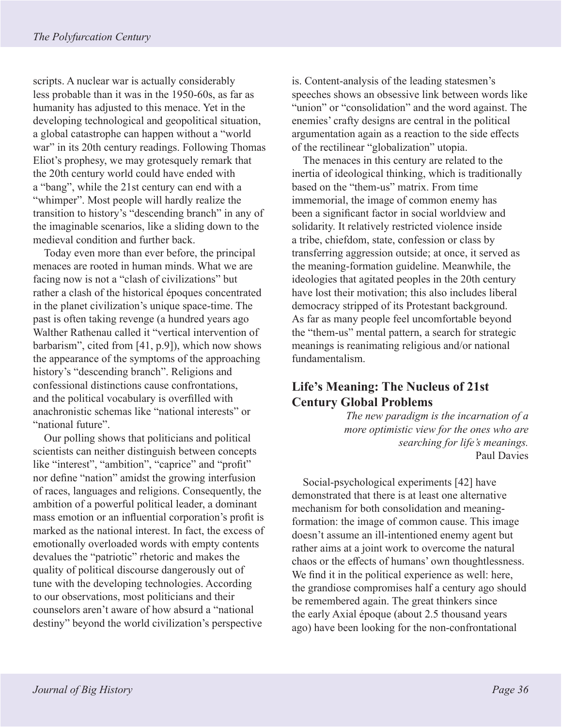scripts. A nuclear war is actually considerably less probable than it was in the 1950-60s, as far as humanity has adjusted to this menace. Yet in the developing technological and geopolitical situation, a global catastrophe can happen without a "world war" in its 20th century readings. Following Thomas Eliot's prophesy, we may grotesquely remark that the 20th century world could have ended with a "bang", while the 21st century can end with a "whimper". Most people will hardly realize the transition to history's "descending branch" in any of the imaginable scenarios, like a sliding down to the medieval condition and further back.

Today even more than ever before, the principal menaces are rooted in human minds. What we are facing now is not a "clash of civilizations" but rather a clash of the historical époques concentrated in the planet civilization's unique space-time. The past is often taking revenge (a hundred years ago Walther Rathenau called it "vertical intervention of barbarism", cited from [41, p.9]), which now shows the appearance of the symptoms of the approaching history's "descending branch". Religions and confessional distinctions cause confrontations, and the political vocabulary is overfilled with anachronistic schemas like "national interests" or "national future".

Our polling shows that politicians and political scientists can neither distinguish between concepts like "interest", "ambition", "caprice" and "profit" nor define "nation" amidst the growing interfusion of races, languages and religions. Consequently, the ambition of a powerful political leader, a dominant mass emotion or an influential corporation's profit is marked as the national interest. In fact, the excess of emotionally overloaded words with empty contents devalues the "patriotic" rhetoric and makes the quality of political discourse dangerously out of tune with the developing technologies. According to our observations, most politicians and their counselors aren't aware of how absurd a "national destiny" beyond the world civilization's perspective is. Content-analysis of the leading statesmen's speeches shows an obsessive link between words like "union" or "consolidation" and the word against. The enemies' crafty designs are central in the political argumentation again as a reaction to the side effects of the rectilinear "globalization" utopia.

The menaces in this century are related to the inertia of ideological thinking, which is traditionally based on the "them-us" matrix. From time immemorial, the image of common enemy has been a significant factor in social worldview and solidarity. It relatively restricted violence inside a tribe, chiefdom, state, confession or class by transferring aggression outside; at once, it served as the meaning-formation guideline. Meanwhile, the ideologies that agitated peoples in the 20th century have lost their motivation; this also includes liberal democracy stripped of its Protestant background. As far as many people feel uncomfortable beyond the "them-us" mental pattern, a search for strategic meanings is reanimating religious and/or national fundamentalism.

## Life's Meaning: The Nucleus of 21st Century Global Problems

*The new paradigm is the incarnation of a more optimistic view for the ones who are searching for life's meanings.*
Paul Davies

Social-psychological experiments [42] have demonstrated that there is at least one alternative mechanism for both consolidation and meaning-formation: the image of common cause. This image doesn't assume an ill-intentioned enemy agent but rather aims at a joint work to overcome the natural chaos or the effects of humans' own thoughtlessness. We find it in the political experience as well: here, the grandiose compromises half a century ago should be remembered again. The great thinkers since the early Axial époque (about 2.5 thousand years ago) have been looking for the non-confrontational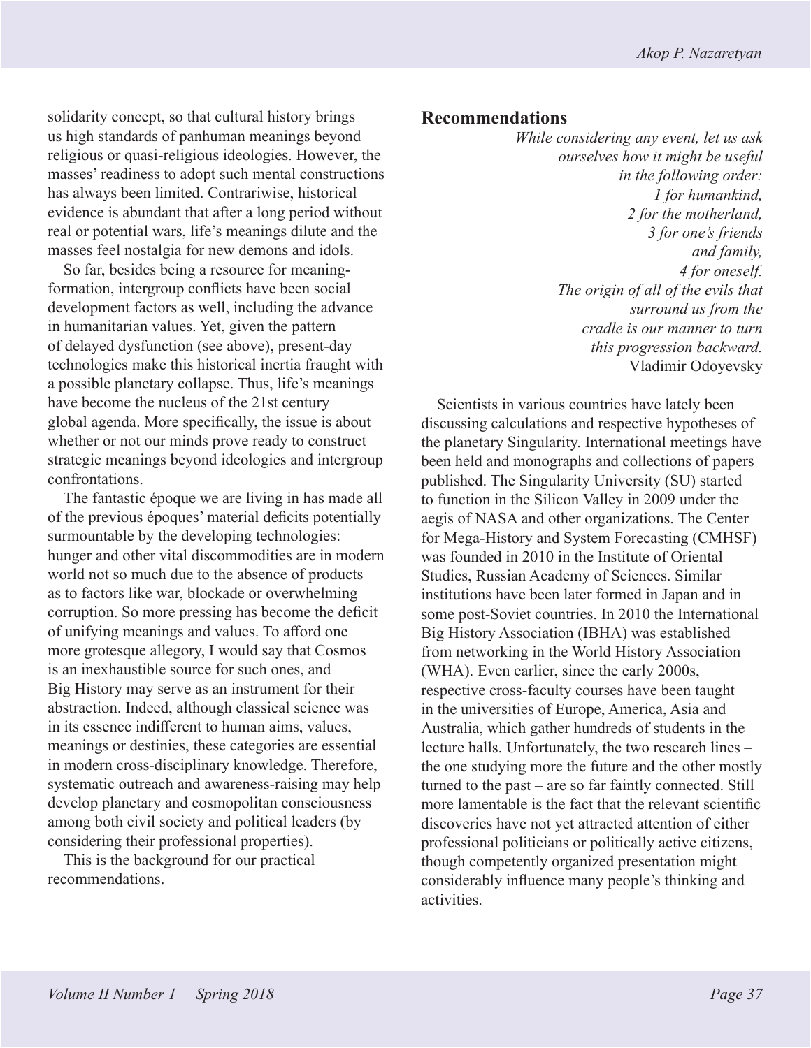solidarity concept, so that cultural history brings us high standards of panhuman meanings beyond religious or quasi-religious ideologies. However, the masses' readiness to adopt such mental constructions has always been limited. Contrariwise, historical evidence is abundant that after a long period without real or potential wars, life's meanings dilute and the masses feel nostalgia for new demons and idols.

So far, besides being a resource for meaning-formation, intergroup conflicts have been social development factors as well, including the advance in humanitarian values. Yet, given the pattern of delayed dysfunction (see above), present-day technologies make this historical inertia fraught with a possible planetary collapse. Thus, life's meanings have become the nucleus of the 21st century global agenda. More specifically, the issue is about whether or not our minds prove ready to construct strategic meanings beyond ideologies and intergroup confrontations.

The fantastic époque we are living in has made all of the previous époques' material deficits potentially surmountable by the developing technologies: hunger and other vital discommodities are in modern world not so much due to the absence of products as to factors like war, blockade or overwhelming corruption. So more pressing has become the deficit of unifying meanings and values. To afford one more grotesque allegory, I would say that Cosmos is an inexhaustible source for such ones, and Big History may serve as an instrument for their abstraction. Indeed, although classical science was in its essence indifferent to human aims, values, meanings or destinies, these categories are essential in modern cross-disciplinary knowledge. Therefore, systematic outreach and awareness-raising may help develop planetary and cosmopolitan consciousness among both civil society and political leaders (by considering their professional properties).

This is the background for our practical recommendations.

## Recommendations

*While considering any event, let us ask ourselves how it might be useful in the following order:*
*1 for humankind,*
*2 for the motherland,*
*3 for one's friends and family,*
*4 for oneself.*
*The origin of all of the evils that surround us from the cradle is our manner to turn this progression backward.*
Vladimir Odoyevsky

Scientists in various countries have lately been discussing calculations and respective hypotheses of the planetary Singularity. International meetings have been held and monographs and collections of papers published. The Singularity University (SU) started to function in the Silicon Valley in 2009 under the aegis of NASA and other organizations. The Center for Mega-History and System Forecasting (CMHSF) was founded in 2010 in the Institute of Oriental Studies, Russian Academy of Sciences. Similar institutions have been later formed in Japan and in some post-Soviet countries. In 2010 the International Big History Association (IBHA) was established from networking in the World History Association (WHA). Even earlier, since the early 2000s, respective cross-faculty courses have been taught in the universities of Europe, America, Asia and Australia, which gather hundreds of students in the lecture halls. Unfortunately, the two research lines – the one studying more the future and the other mostly turned to the past – are so far faintly connected. Still more lamentable is the fact that the relevant scientific discoveries have not yet attracted attention of either professional politicians or politically active citizens, though competently organized presentation might considerably influence many people's thinking and activities.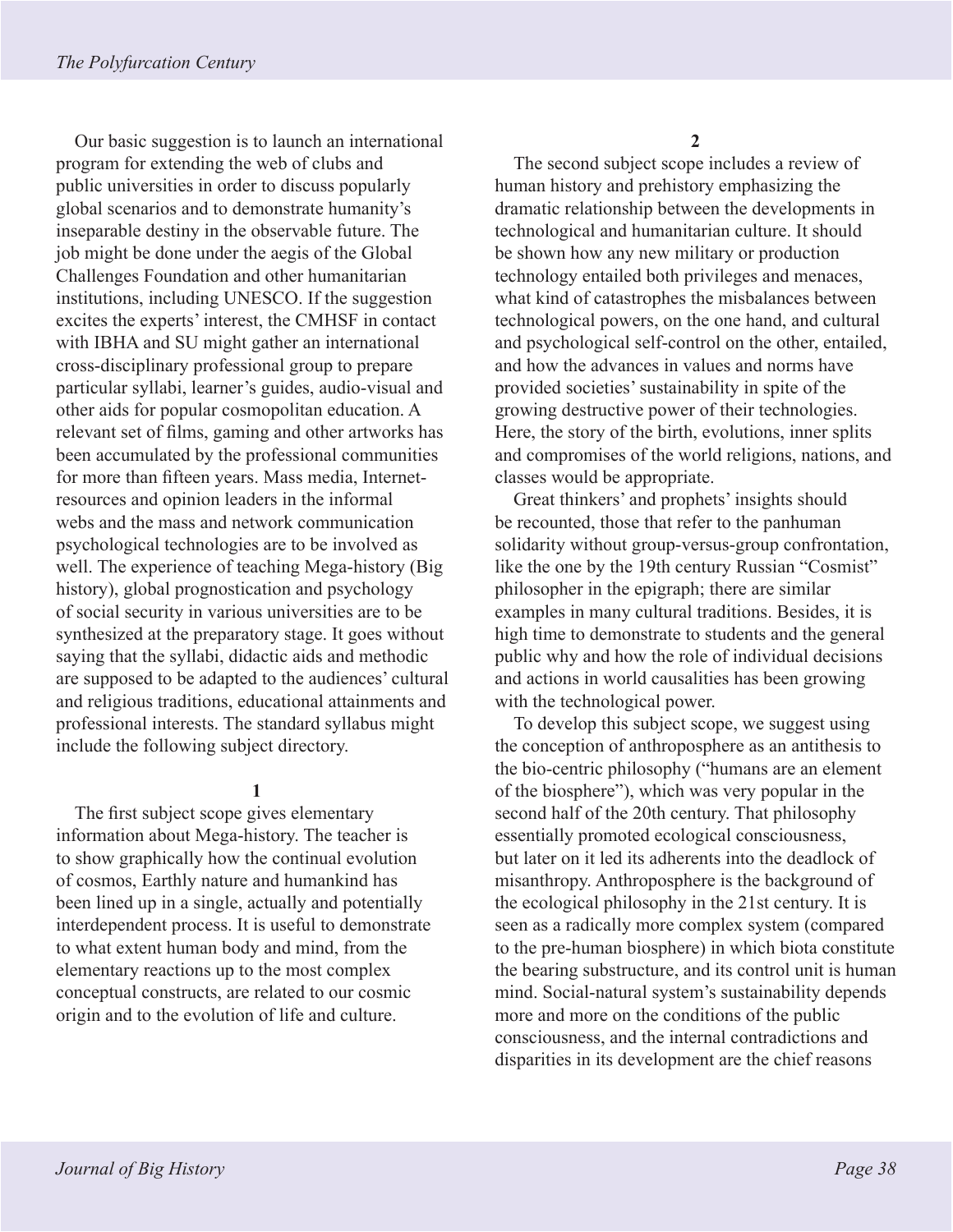Our basic suggestion is to launch an international program for extending the web of clubs and public universities in order to discuss popularly global scenarios and to demonstrate humanity's inseparable destiny in the observable future. The job might be done under the aegis of the Global Challenges Foundation and other humanitarian institutions, including UNESCO. If the suggestion excites the experts' interest, the CMHSF in contact with IBHA and SU might gather an international cross-disciplinary professional group to prepare particular syllabi, learner's guides, audio-visual and other aids for popular cosmopolitan education. A relevant set of films, gaming and other artworks has been accumulated by the professional communities for more than fifteen years. Mass media, Internet-resources and opinion leaders in the informal webs and the mass and network communication psychological technologies are to be involved as well. The experience of teaching Mega-history (Big history), global prognostication and psychology of social security in various universities are to be synthesized at the preparatory stage. It goes without saying that the syllabi, didactic aids and methodic are supposed to be adapted to the audiences' cultural and religious traditions, educational attainments and professional interests. The standard syllabus might include the following subject directory.

**1**

The first subject scope gives elementary information about Mega-history. The teacher is to show graphically how the continual evolution of cosmos, Earthly nature and humankind has been lined up in a single, actually and potentially interdependent process. It is useful to demonstrate to what extent human body and mind, from the elementary reactions up to the most complex conceptual constructs, are related to our cosmic origin and to the evolution of life and culture.

**2**

The second subject scope includes a review of human history and prehistory emphasizing the dramatic relationship between the developments in technological and humanitarian culture. It should be shown how any new military or production technology entailed both privileges and menaces, what kind of catastrophes the misbalances between technological powers, on the one hand, and cultural and psychological self-control on the other, entailed, and how the advances in values and norms have provided societies' sustainability in spite of the growing destructive power of their technologies. Here, the story of the birth, evolutions, inner splits and compromises of the world religions, nations, and classes would be appropriate.

Great thinkers' and prophets' insights should be recounted, those that refer to the panhuman solidarity without group-versus-group confrontation, like the one by the 19th century Russian "Cosmist" philosopher in the epigraph; there are similar examples in many cultural traditions. Besides, it is high time to demonstrate to students and the general public why and how the role of individual decisions and actions in world causalities has been growing with the technological power.

To develop this subject scope, we suggest using the conception of anthroposphere as an antithesis to the bio-centric philosophy ("humans are an element of the biosphere"), which was very popular in the second half of the 20th century. That philosophy essentially promoted ecological consciousness, but later on it led its adherents into the deadlock of misanthropy. Anthroposphere is the background of the ecological philosophy in the 21st century. It is seen as a radically more complex system (compared to the pre-human biosphere) in which biota constitute the bearing substructure, and its control unit is human mind. Social-natural system's sustainability depends more and more on the conditions of the public consciousness, and the internal contradictions and disparities in its development are the chief reasons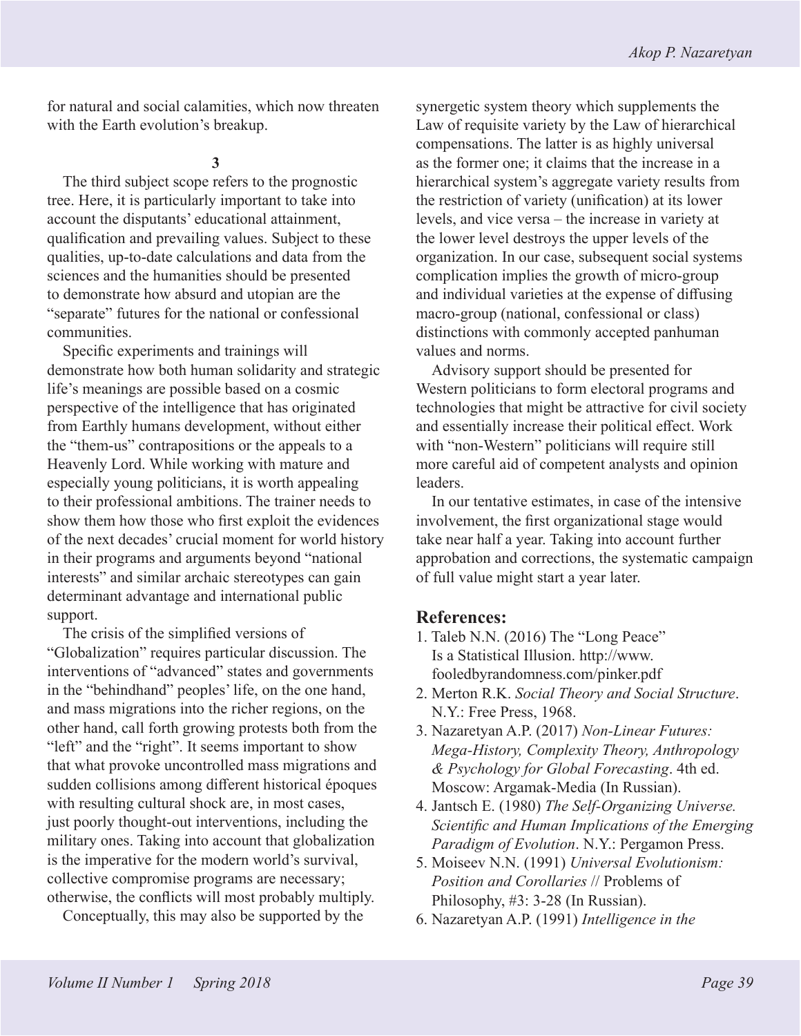for natural and social calamities, which now threaten with the Earth evolution's breakup.

**3**

The third subject scope refers to the prognostic tree. Here, it is particularly important to take into account the disputants' educational attainment, qualification and prevailing values. Subject to these qualities, up-to-date calculations and data from the sciences and the humanities should be presented to demonstrate how absurd and utopian are the "separate" futures for the national or confessional communities.

Specific experiments and trainings will demonstrate how both human solidarity and strategic life's meanings are possible based on a cosmic perspective of the intelligence that has originated from Earthly humans development, without either the "them-us" contrapositions or the appeals to a Heavenly Lord. While working with mature and especially young politicians, it is worth appealing to their professional ambitions. The trainer needs to show them how those who first exploit the evidences of the next decades' crucial moment for world history in their programs and arguments beyond "national interests" and similar archaic stereotypes can gain determinant advantage and international public support.

The crisis of the simplified versions of "Globalization" requires particular discussion. The interventions of "advanced" states and governments in the "behindhand" peoples' life, on the one hand, and mass migrations into the richer regions, on the other hand, call forth growing protests both from the "left" and the "right". It seems important to show that what provoke uncontrolled mass migrations and sudden collisions among different historical époques with resulting cultural shock are, in most cases, just poorly thought-out interventions, including the military ones. Taking into account that globalization is the imperative for the modern world's survival, collective compromise programs are necessary; otherwise, the conflicts will most probably multiply.

Conceptually, this may also be supported by the synergetic system theory which supplements the Law of requisite variety by the Law of hierarchical compensations. The latter is as highly universal as the former one; it claims that the increase in a hierarchical system's aggregate variety results from the restriction of variety (unification) at its lower levels, and vice versa – the increase in variety at the lower level destroys the upper levels of the organization. In our case, subsequent social systems complication implies the growth of micro-group and individual varieties at the expense of diffusing macro-group (national, confessional or class) distinctions with commonly accepted panhuman values and norms.

Advisory support should be presented for Western politicians to form electoral programs and technologies that might be attractive for civil society and essentially increase their political effect. Work with "non-Western" politicians will require still more careful aid of competent analysts and opinion leaders.

In our tentative estimates, in case of the intensive involvement, the first organizational stage would take near half a year. Taking into account further approbation and corrections, the systematic campaign of full value might start a year later.

## References:

1. Taleb N.N. (2016) The "Long Peace" Is a Statistical Illusion. http://www.fooledbyrandomness.com/pinker.pdf
2. Merton R.K. *Social Theory and Social Structure*. N.Y.: Free Press, 1968.
3. Nazaretyan A.P. (2017) *Non-Linear Futures: Mega-History, Complexity Theory, Anthropology & Psychology for Global Forecasting*. 4th ed. Moscow: Argamak-Media (In Russian).
4. Jantsch E. (1980) *The Self-Organizing Universe. Scientific and Human Implications of the Emerging Paradigm of Evolution*. N.Y.: Pergamon Press.
5. Moiseev N.N. (1991) *Universal Evolutionism: Position and Corollaries* // Problems of Philosophy, #3: 3-28 (In Russian).
6. Nazaretyan A.P. (1991) *Intelligence in the*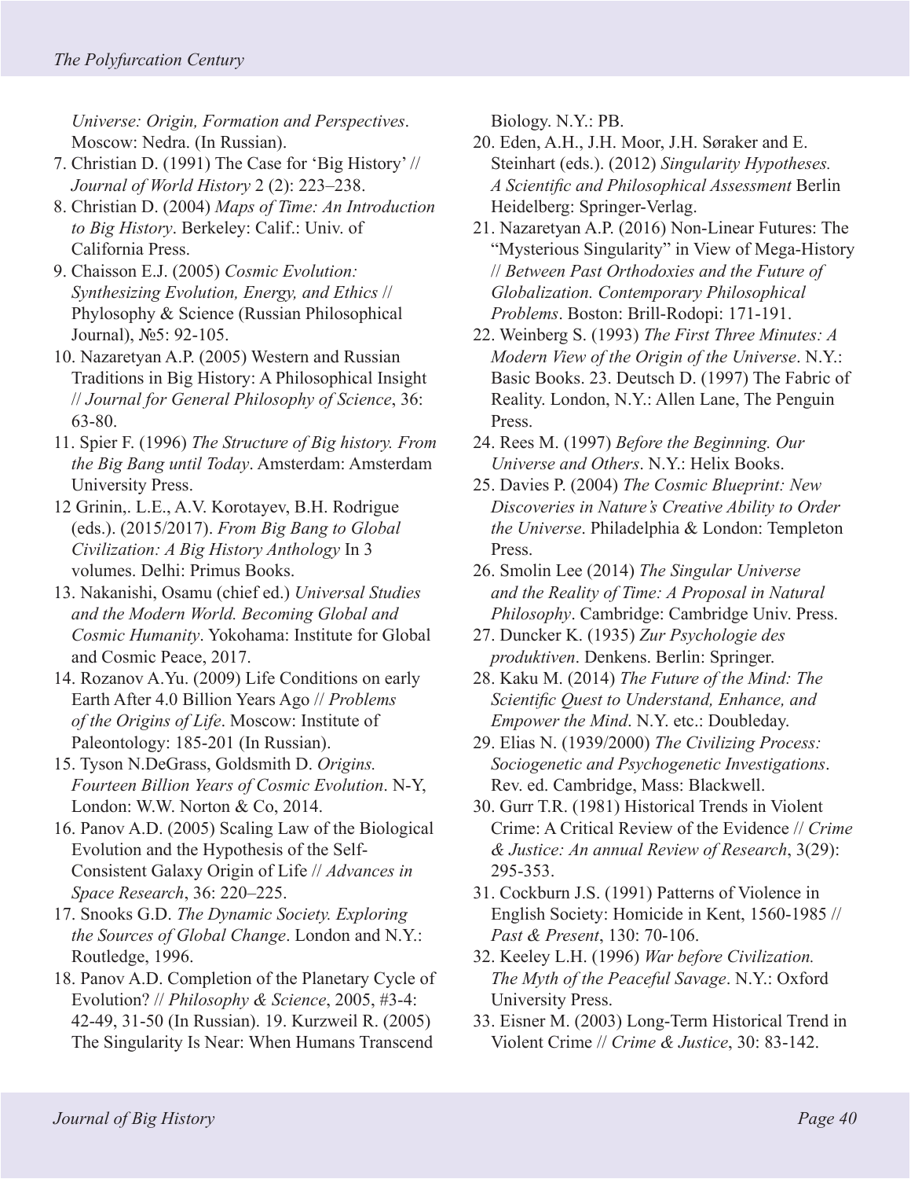*Universe: Origin, Formation and Perspectives*. Moscow: Nedra. (In Russian).

7. Christian D. (1991) The Case for 'Big History' // *Journal of World History* 2 (2): 223–238.
8. Christian D. (2004) *Maps of Time: An Introduction to Big History*. Berkeley: Calif.: Univ. of California Press.
9. Chaisson E.J. (2005) *Cosmic Evolution: Synthesizing Evolution, Energy, and Ethics* // Phylosophy & Science (Russian Philosophical Journal), №5: 92-105.
10. Nazaretyan A.P. (2005) Western and Russian Traditions in Big History: A Philosophical Insight // *Journal for General Philosophy of Science*, 36: 63-80.
11. Spier F. (1996) *The Structure of Big history. From the Big Bang until Today*. Amsterdam: Amsterdam University Press.
12 Grinin,. L.E., A.V. Korotayev, B.H. Rodrigue (eds.). (2015/2017). *From Big Bang to Global Civilization: A Big History Anthology* In 3 volumes. Delhi: Primus Books.
13. Nakanishi, Osamu (chief ed.) *Universal Studies and the Modern World. Becoming Global and Cosmic Humanity*. Yokohama: Institute for Global and Cosmic Peace, 2017.
14. Rozanov A.Yu. (2009) Life Conditions on early Earth After 4.0 Billion Years Ago // *Problems of the Origins of Life*. Moscow: Institute of Paleontology: 185-201 (In Russian).
15. Tyson N.DeGrass, Goldsmith D. *Origins. Fourteen Billion Years of Cosmic Evolution*. N-Y, London: W.W. Norton & Co, 2014.
16. Panov A.D. (2005) Scaling Law of the Biological Evolution and the Hypothesis of the Self-Consistent Galaxy Origin of Life // *Advances in Space Research*, 36: 220–225.
17. Snooks G.D. *The Dynamic Society. Exploring the Sources of Global Change*. London and N.Y.: Routledge, 1996.
18. Panov A.D. Completion of the Planetary Cycle of Evolution? // *Philosophy & Science*, 2005, #3-4: 42-49, 31-50 (In Russian). 19. Kurzweil R. (2005) The Singularity Is Near: When Humans Transcend Biology. N.Y.: PB.
20. Eden, A.H., J.H. Moor, J.H. Søraker and E. Steinhart (eds.). (2012) *Singularity Hypotheses. A Scientific and Philosophical Assessment* Berlin Heidelberg: Springer-Verlag.
21. Nazaretyan A.P. (2016) Non-Linear Futures: The "Mysterious Singularity" in View of Mega-History // *Between Past Orthodoxies and the Future of Globalization. Contemporary Philosophical Problems*. Boston: Brill-Rodopi: 171-191.
22. Weinberg S. (1993) *The First Three Minutes: A Modern View of the Origin of the Universe*. N.Y.: Basic Books. 23. Deutsch D. (1997) The Fabric of Reality. London, N.Y.: Allen Lane, The Penguin Press.
24. Rees M. (1997) *Before the Beginning. Our Universe and Others*. N.Y.: Helix Books.
25. Davies P. (2004) *The Cosmic Blueprint: New Discoveries in Nature's Creative Ability to Order the Universe*. Philadelphia & London: Templeton Press.
26. Smolin Lee (2014) *The Singular Universe and the Reality of Time: A Proposal in Natural Philosophy*. Cambridge: Cambridge Univ. Press.
27. Duncker K. (1935) *Zur Psychologie des produktiven*. Denkens. Berlin: Springer.
28. Kaku M. (2014) *The Future of the Mind: The Scientific Quest to Understand, Enhance, and Empower the Mind*. N.Y. etc.: Doubleday.
29. Elias N. (1939/2000) *The Civilizing Process: Sociogenetic and Psychogenetic Investigations*. Rev. ed. Cambridge, Mass: Blackwell.
30. Gurr T.R. (1981) Historical Trends in Violent Crime: A Critical Review of the Evidence // *Crime & Justice: An annual Review of Research*, 3(29): 295-353.
31. Cockburn J.S. (1991) Patterns of Violence in English Society: Homicide in Kent, 1560-1985 // *Past & Present*, 130: 70-106.
32. Keeley L.H. (1996) *War before Civilization. The Myth of the Peaceful Savage*. N.Y.: Oxford University Press.
33. Eisner M. (2003) Long-Term Historical Trend in Violent Crime // *Crime & Justice*, 30: 83-142.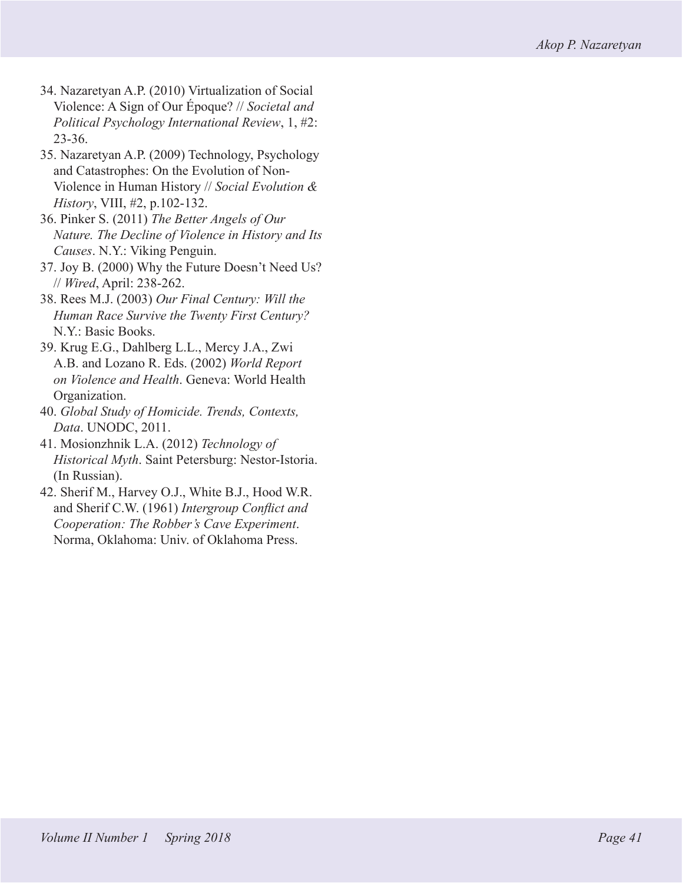34. Nazaretyan A.P. (2010) Virtualization of Social Violence: A Sign of Our Époque? // *Societal and Political Psychology International Review*, 1, #2: 23-36.
35. Nazaretyan A.P. (2009) Technology, Psychology and Catastrophes: On the Evolution of Non-Violence in Human History // *Social Evolution & History*, VIII, #2, p.102-132.
36. Pinker S. (2011) *The Better Angels of Our Nature. The Decline of Violence in History and Its Causes*. N.Y.: Viking Penguin.
37. Joy B. (2000) Why the Future Doesn't Need Us? // *Wired*, April: 238-262.
38. Rees M.J. (2003) *Our Final Century: Will the Human Race Survive the Twenty First Century?* N.Y.: Basic Books.
39. Krug E.G., Dahlberg L.L., Mercy J.A., Zwi A.B. and Lozano R. Eds. (2002) *World Report on Violence and Health*. Geneva: World Health Organization.
40. *Global Study of Homicide. Trends, Contexts, Data*. UNODC, 2011.
41. Mosionzhnik L.A. (2012) *Technology of Historical Myth*. Saint Petersburg: Nestor-Istoria. (In Russian).
42. Sherif M., Harvey O.J., White B.J., Hood W.R. and Sherif C.W. (1961) *Intergroup Conflict and Cooperation: The Robber's Cave Experiment*. Norma, Oklahoma: Univ. of Oklahoma Press.